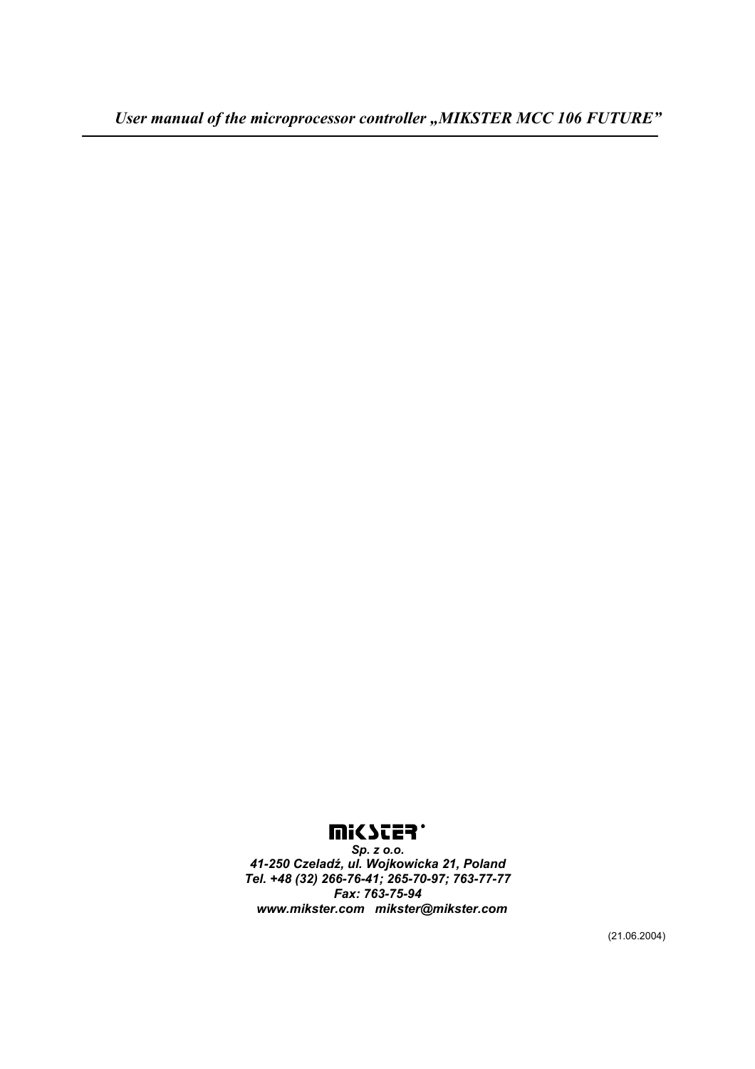# *User manual of the microprocessor controller „MIKSTER MCC 106 FUTURE"*

MIKSTER

***Sp. z o.o.***
***41-250 Czeladź, ul. Wojkowicka 21, Poland***
***Tel. +48 (32) 266-76-41; 265-70-97; 763-77-77***
***Fax: 763-75-94***
***www.mikster.com mikster@mikster.com***

(21.06.2004)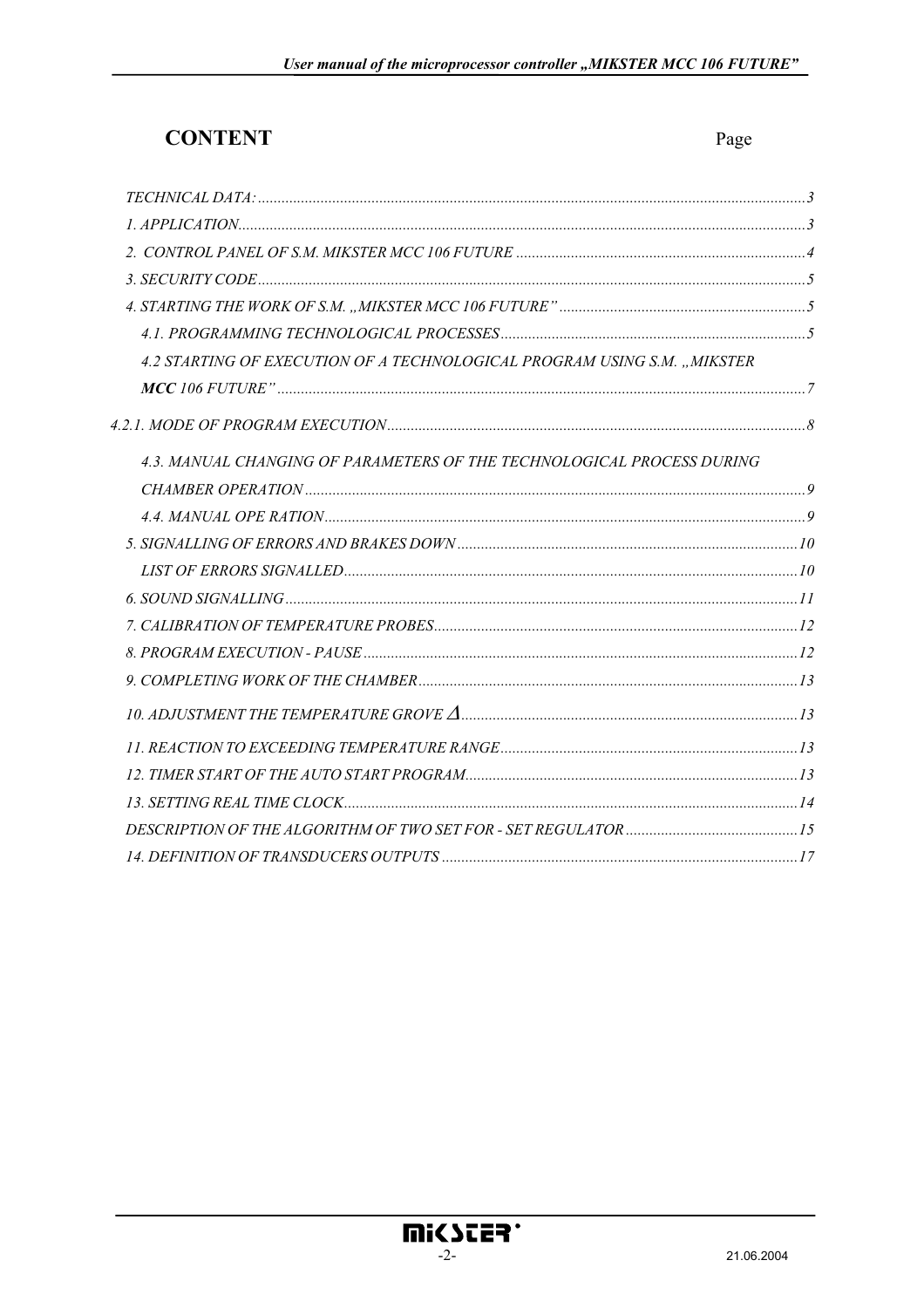# CONTENT

Page

| | |
|---|---|
| *TECHNICAL DATA:* | *3* |
| *1. APPLICATION* | *3* |
| *2. CONTROL PANEL OF S.M. MIKSTER MCC 106 FUTURE* | *4* |
| *3. SECURITY CODE* | *5* |
| *4. STARTING THE WORK OF S.M. „MIKSTER MCC 106 FUTURE”* | *5* |
| *4.1. PROGRAMMING TECHNOLOGICAL PROCESSES* | *5* |
| *4.2 STARTING OF EXECUTION OF A TECHNOLOGICAL PROGRAM USING S.M. „MIKSTER **MCC** 106 FUTURE”* | *7* |
| *4.2.1. MODE OF PROGRAM EXECUTION* | *8* |
| *4.3. MANUAL CHANGING OF PARAMETERS OF THE TECHNOLOGICAL PROCESS DURING CHAMBER OPERATION* | *9* |
| *4.4. MANUAL OPE RATION* | *9* |
| *5. SIGNALLING OF ERRORS AND BRAKES DOWN* | *10* |
| *LIST OF ERRORS SIGNALLED* | *10* |
| *6. SOUND SIGNALLING* | *11* |
| *7. CALIBRATION OF TEMPERATURE PROBES* | *12* |
| *8. PROGRAM EXECUTION - PAUSE* | *12* |
| *9. COMPLETING WORK OF THE CHAMBER* | *13* |
| *10. ADJUSTMENT THE TEMPERATURE GROVE* $\Delta$ | *13* |
| *11. REACTION TO EXCEEDING TEMPERATURE RANGE* | *13* |
| *12. TIMER START OF THE AUTO START PROGRAM* | *13* |
| *13. SETTING REAL TIME CLOCK* | *14* |
| *DESCRIPTION OF THE ALGORITHM OF TWO SET FOR - SET REGULATOR* | *15* |
| *14. DEFINITION OF TRANSDUCERS OUTPUTS* | *17* |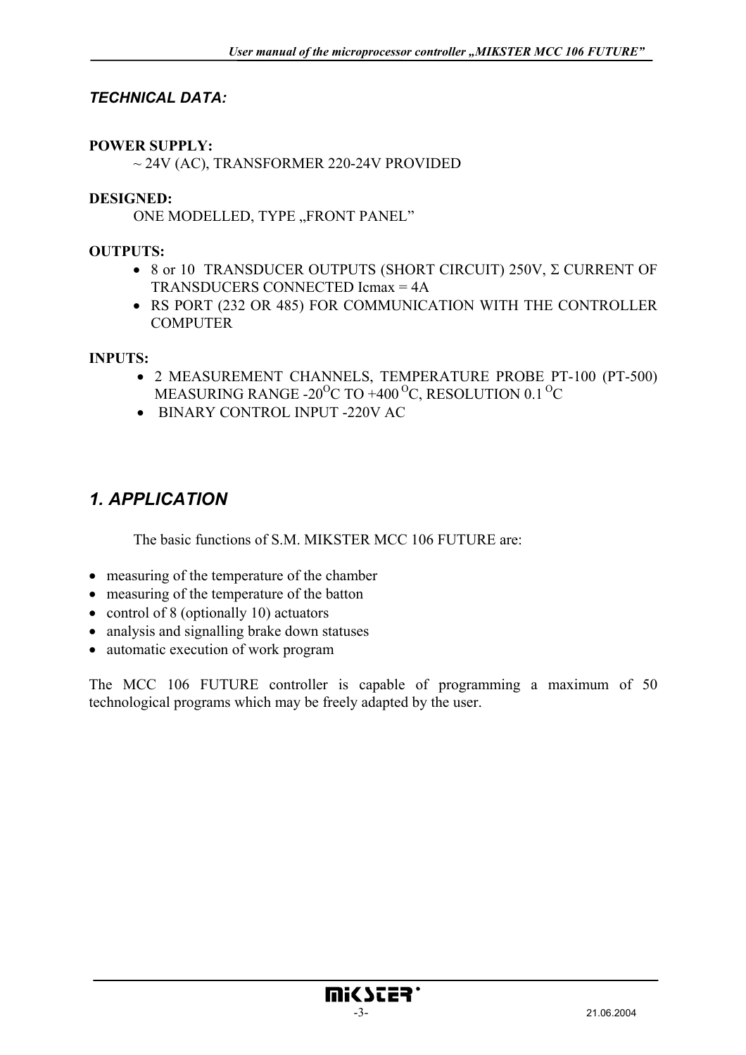## *TECHNICAL DATA:*

**POWER SUPPLY:**

~ 24V (AC), TRANSFORMER 220-24V PROVIDED

**DESIGNED:**

ONE MODELLED, TYPE „FRONT PANEL"

**OUTPUTS:**

- 8 or 10 TRANSDUCER OUTPUTS (SHORT CIRCUIT) 250V, Σ CURRENT OF TRANSDUCERS CONNECTED Icmax = 4A
- RS PORT (232 OR 485) FOR COMMUNICATION WITH THE CONTROLLER COMPUTER

**INPUTS:**

- 2 MEASUREMENT CHANNELS, TEMPERATURE PROBE PT-100 (PT-500) MEASURING RANGE -20$^{O}$C TO +400 $^{O}$C, RESOLUTION 0.1 $^{O}$C
- BINARY CONTROL INPUT -220V AC

## *1. APPLICATION*

The basic functions of S.M. MIKSTER MCC 106 FUTURE are:

- measuring of the temperature of the chamber
- measuring of the temperature of the batton
- control of 8 (optionally 10) actuators
- analysis and signalling brake down statuses
- automatic execution of work program

The MCC 106 FUTURE controller is capable of programming a maximum of 50 technological programs which may be freely adapted by the user.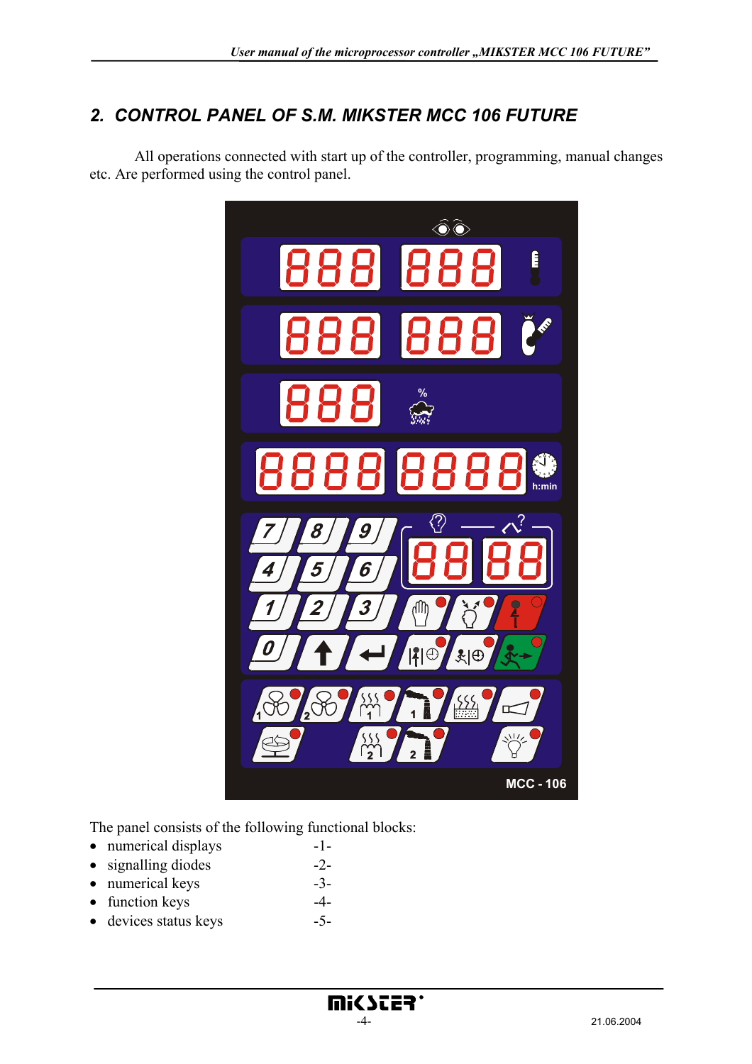## 2. CONTROL PANEL OF S.M. MIKSTER MCC 106 FUTURE

All operations connected with start up of the controller, programming, manual changes etc. Are performed using the control panel.

The panel consists of the following functional blocks:

- numerical displays -1-
- signalling diodes -2-
- numerical keys -3-
- function keys -4-
- devices status keys -5-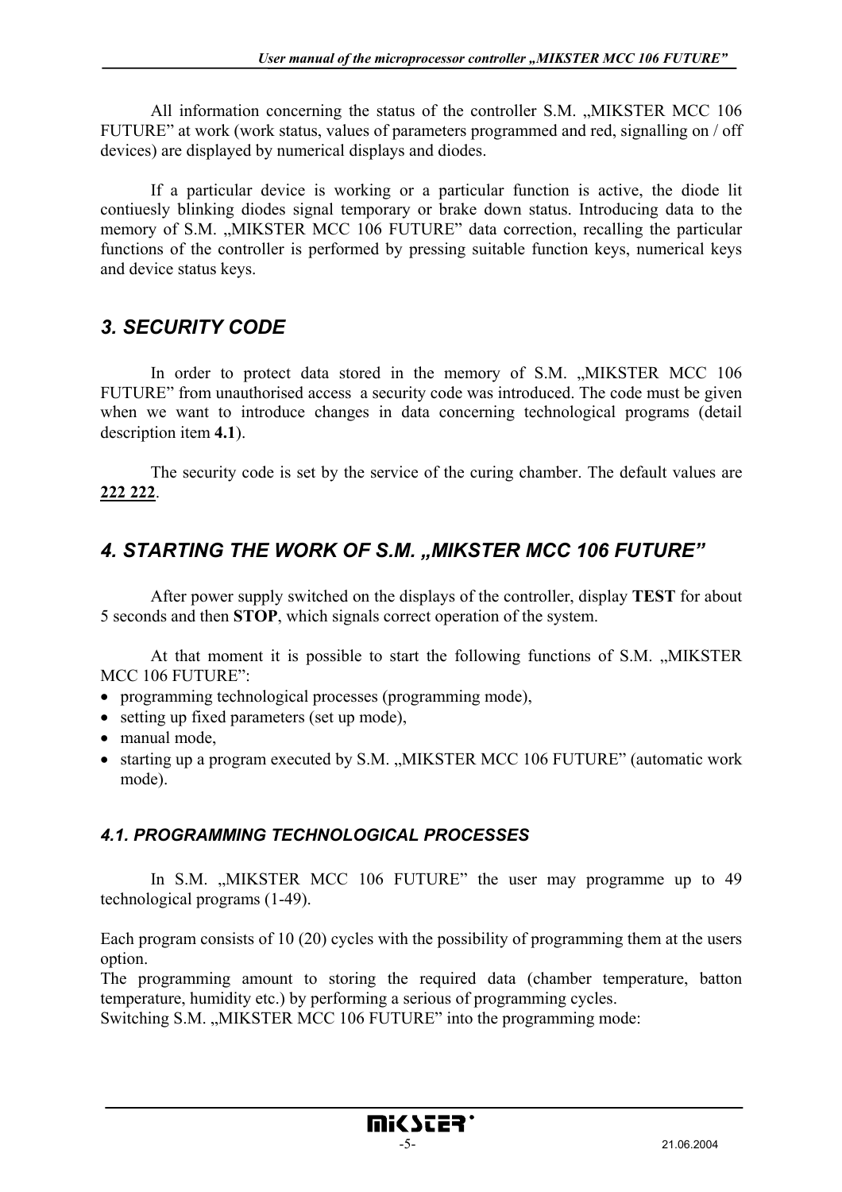All information concerning the status of the controller S.M. „MIKSTER MCC 106 FUTURE" at work (work status, values of parameters programmed and red, signalling on / off devices) are displayed by numerical displays and diodes.

If a particular device is working or a particular function is active, the diode lit contiuesly blinking diodes signal temporary or brake down status. Introducing data to the memory of S.M. „MIKSTER MCC 106 FUTURE" data correction, recalling the particular functions of the controller is performed by pressing suitable function keys, numerical keys and device status keys.

## *3. SECURITY CODE*

In order to protect data stored in the memory of S.M. „MIKSTER MCC 106 FUTURE" from unauthorised access a security code was introduced. The code must be given when we want to introduce changes in data concerning technological programs (detail description item **4.1**).

The security code is set by the service of the curing chamber. The default values are **<u>222 222</u>**.

## *4. STARTING THE WORK OF S.M. „MIKSTER MCC 106 FUTURE"*

After power supply switched on the displays of the controller, display **TEST** for about 5 seconds and then **STOP**, which signals correct operation of the system.

At that moment it is possible to start the following functions of S.M. „MIKSTER MCC 106 FUTURE":

- programming technological processes (programming mode),
- setting up fixed parameters (set up mode),
- manual mode,
- starting up a program executed by S.M. „MIKSTER MCC 106 FUTURE" (automatic work mode).

### *4.1. PROGRAMMING TECHNOLOGICAL PROCESSES*

In S.M. „MIKSTER MCC 106 FUTURE" the user may programme up to 49 technological programs (1-49).

Each program consists of 10 (20) cycles with the possibility of programming them at the users option.
The programming amount to storing the required data (chamber temperature, batton temperature, humidity etc.) by performing a serious of programming cycles.
Switching S.M. „MIKSTER MCC 106 FUTURE" into the programming mode: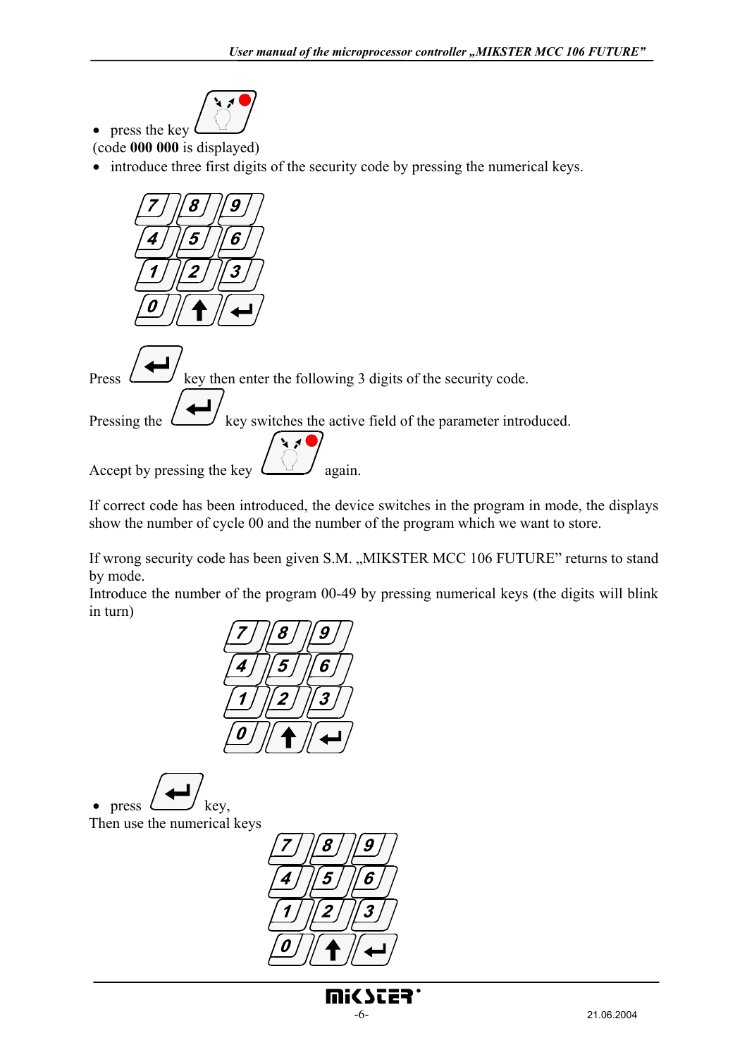- press the key

(code **000 000** is displayed)

- introduce three first digits of the security code by pressing the numerical keys.

Press key then enter the following 3 digits of the security code.

Pressing the key switches the active field of the parameter introduced.

Accept by pressing the key again.

If correct code has been introduced, the device switches in the program in mode, the displays show the number of cycle 00 and the number of the program which we want to store.

If wrong security code has been given S.M. „MIKSTER MCC 106 FUTURE" returns to stand by mode.
Introduce the number of the program 00-49 by pressing numerical keys (the digits will blink in turn)

- press key,

Then use the numerical keys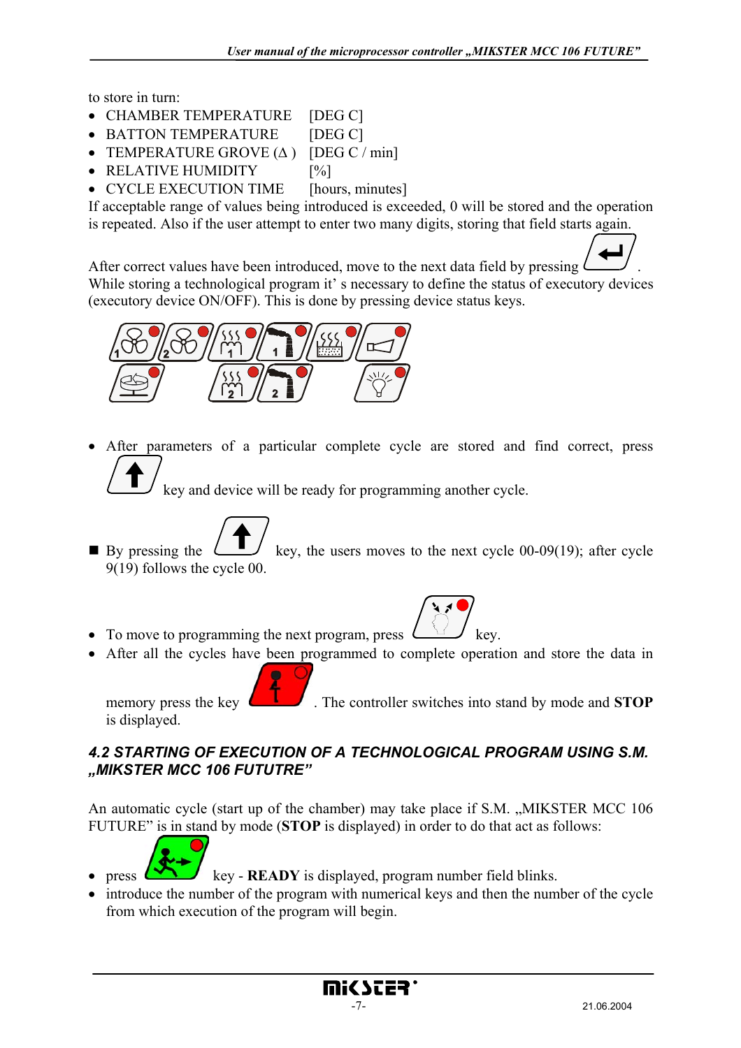to store in turn:

- CHAMBER TEMPERATURE [DEG C]
- BATTON TEMPERATURE [DEG C]
- TEMPERATURE GROVE (Δ ) [DEG C / min]
- RELATIVE HUMIDITY [%]
- CYCLE EXECUTION TIME [hours, minutes]

If acceptable range of values being introduced is exceeded, 0 will be stored and the operation is repeated. Also if the user attempt to enter two many digits, storing that field starts again.

After correct values have been introduced, move to the next data field by pressing .
While storing a technological program it' s necessary to define the status of executory devices (executory device ON/OFF). This is done by pressing device status keys.

- After parameters of a particular complete cycle are stored and find correct, press key and device will be ready for programming another cycle.

■ By pressing the key, the users moves to the next cycle 00-09(19); after cycle 9(19) follows the cycle 00.

- To move to programming the next program, press key.
- After all the cycles have been programmed to complete operation and store the data in memory press the key . The controller switches into stand by mode and **STOP** is displayed.

## *4.2 STARTING OF EXECUTION OF A TECHNOLOGICAL PROGRAM USING S.M. „MIKSTER MCC 106 FUTUTRE"*

An automatic cycle (start up of the chamber) may take place if S.M. „MIKSTER MCC 106 FUTURE" is in stand by mode (**STOP** is displayed) in order to do that act as follows:

- press key - **READY** is displayed, program number field blinks.
- introduce the number of the program with numerical keys and then the number of the cycle from which execution of the program will begin.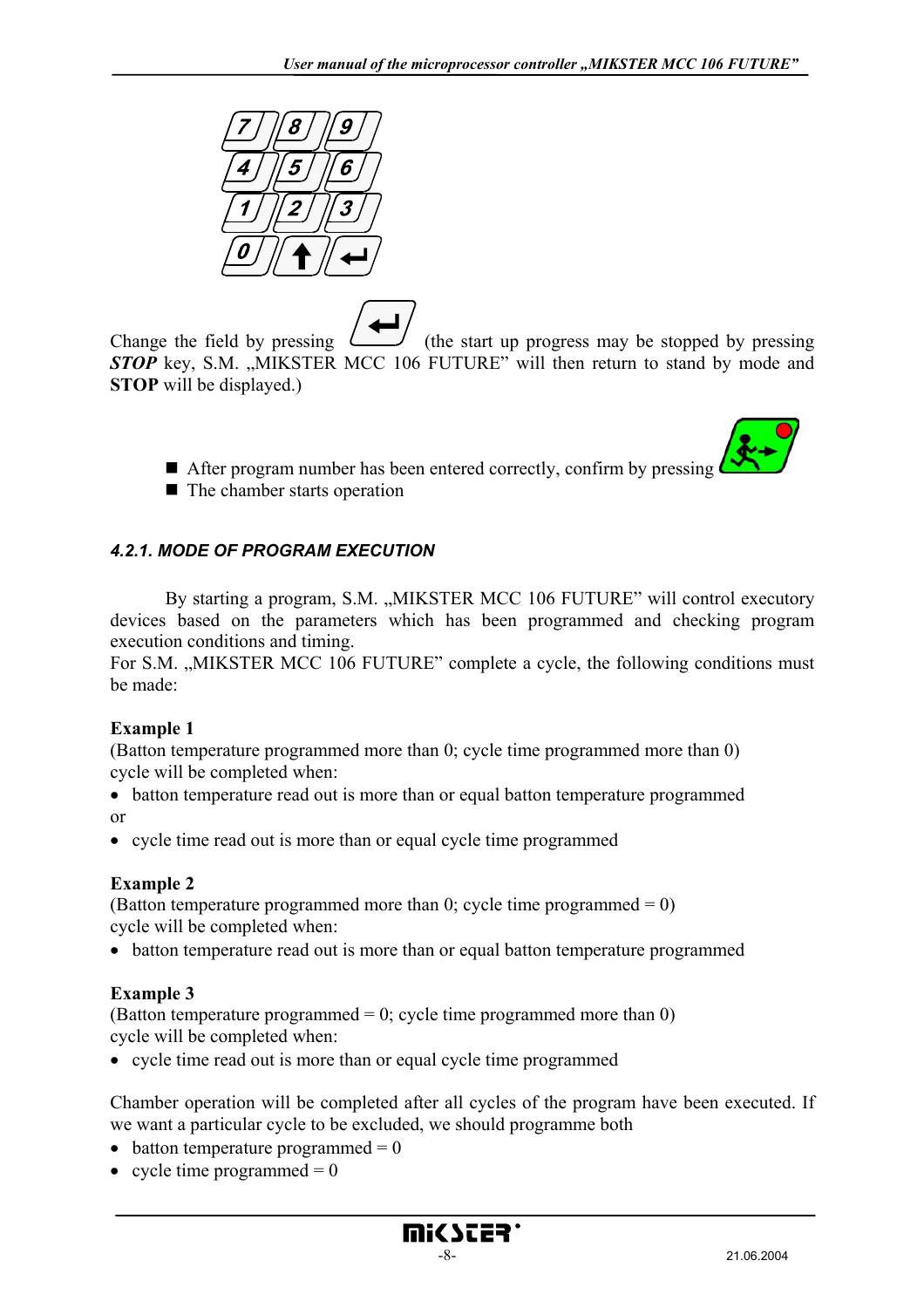Change the field by pressing (the start up progress may be stopped by pressing ***STOP*** key, S.M. „MIKSTER MCC 106 FUTURE" will then return to stand by mode and **STOP** will be displayed.)

- After program number has been entered correctly, confirm by pressing
- The chamber starts operation

#### *4.2.1. MODE OF PROGRAM EXECUTION*

By starting a program, S.M. „MIKSTER MCC 106 FUTURE" will control executory devices based on the parameters which has been programmed and checking program execution conditions and timing.
For S.M. „MIKSTER MCC 106 FUTURE" complete a cycle, the following conditions must be made:

**Example 1**
(Batton temperature programmed more than 0; cycle time programmed more than 0)
cycle will be completed when:

- batton temperature read out is more than or equal batton temperature programmed

or

- cycle time read out is more than or equal cycle time programmed

**Example 2**
(Batton temperature programmed more than 0; cycle time programmed = 0)
cycle will be completed when:

- batton temperature read out is more than or equal batton temperature programmed

**Example 3**
(Batton temperature programmed = 0; cycle time programmed more than 0)
cycle will be completed when:

- cycle time read out is more than or equal cycle time programmed

Chamber operation will be completed after all cycles of the program have been executed. If we want a particular cycle to be excluded, we should programme both

- batton temperature programmed = 0
- cycle time programmed = 0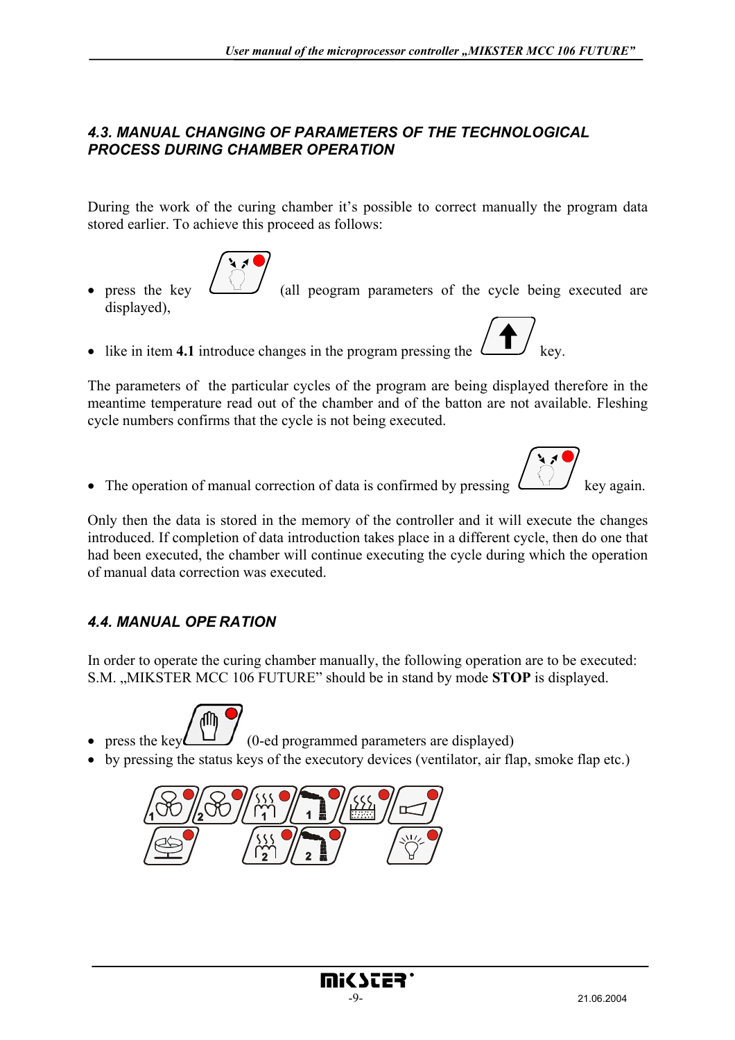## 4.3. MANUAL CHANGING OF PARAMETERS OF THE TECHNOLOGICAL PROCESS DURING CHAMBER OPERATION

During the work of the curing chamber it's possible to correct manually the program data stored earlier. To achieve this proceed as follows:

- press the key (all peogram parameters of the cycle being executed are displayed),
- like in item **4.1** introduce changes in the program pressing the key.

The parameters of the particular cycles of the program are being displayed therefore in the meantime temperature read out of the chamber and of the batton are not available. Fleshing cycle numbers confirms that the cycle is not being executed.

- The operation of manual correction of data is confirmed by pressing key again.

Only then the data is stored in the memory of the controller and it will execute the changes introduced. If completion of data introduction takes place in a different cycle, then do one that had been executed, the chamber will continue executing the cycle during which the operation of manual data correction was executed.

## 4.4. MANUAL OPE RATION

In order to operate the curing chamber manually, the following operation are to be executed: S.M. „MIKSTER MCC 106 FUTURE" should be in stand by mode **STOP** is displayed.

- press the key (0-ed programmed parameters are displayed)
- by pressing the status keys of the executory devices (ventilator, air flap, smoke flap etc.)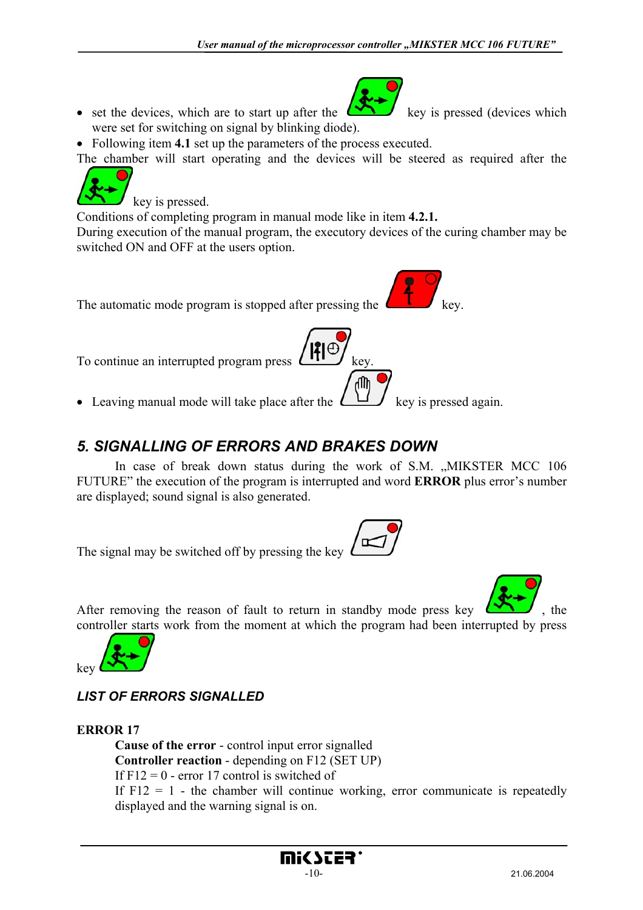- set the devices, which are to start up after the key is pressed (devices which were set for switching on signal by blinking diode).
- Following item **4.1** set up the parameters of the process executed.

The chamber will start operating and the devices will be steered as required after the key is pressed.

Conditions of completing program in manual mode like in item **4.2.1.**

During execution of the manual program, the executory devices of the curing chamber may be switched ON and OFF at the users option.

The automatic mode program is stopped after pressing the key.

To continue an interrupted program press key.

- Leaving manual mode will take place after the key is pressed again.

## 5. SIGNALLING OF ERRORS AND BRAKES DOWN

In case of break down status during the work of S.M. „MIKSTER MCC 106 FUTURE" the execution of the program is interrupted and word **ERROR** plus error's number are displayed; sound signal is also generated.

The signal may be switched off by pressing the key

After removing the reason of fault to return in standby mode press key , the controller starts work from the moment at which the program had been interrupted by press key

### *LIST OF ERRORS SIGNALLED*

**ERROR 17**

**Cause of the error** - control input error signalled
**Controller reaction** - depending on F12 (SET UP)
If F12 = 0 - error 17 control is switched of
If F12 = 1 - the chamber will continue working, error communicate is repeatedly displayed and the warning signal is on.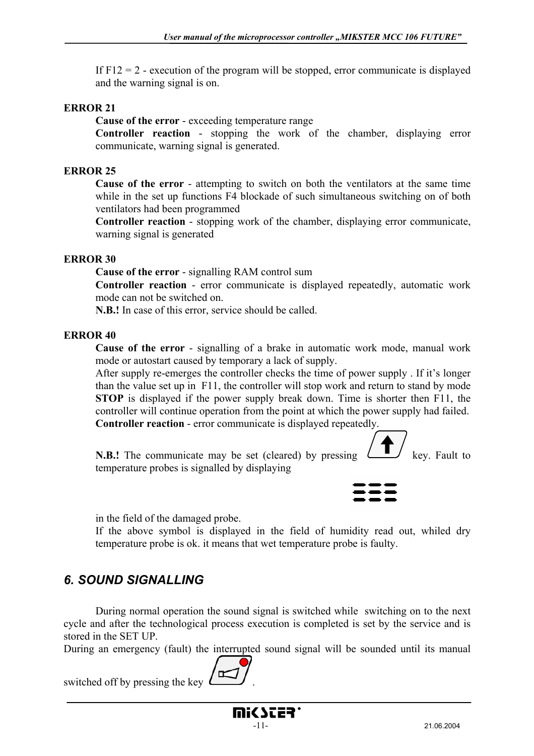If F12 = 2 - execution of the program will be stopped, error communicate is displayed and the warning signal is on.

**ERROR 21**

**Cause of the error** - exceeding temperature range

**Controller reaction** - stopping the work of the chamber, displaying error communicate, warning signal is generated.

**ERROR 25**

**Cause of the error** - attempting to switch on both the ventilators at the same time while in the set up functions F4 blockade of such simultaneous switching on of both ventilators had been programmed

**Controller reaction** - stopping work of the chamber, displaying error communicate, warning signal is generated

**ERROR 30**

**Cause of the error** - signalling RAM control sum

**Controller reaction** - error communicate is displayed repeatedly, automatic work mode can not be switched on.

**N.B.!** In case of this error, service should be called.

**ERROR 40**

**Cause of the error** - signalling of a brake in automatic work mode, manual work mode or autostart caused by temporary a lack of supply.

After supply re-emerges the controller checks the time of power supply . If it's longer than the value set up in F11, the controller will stop work and return to stand by mode **STOP** is displayed if the power supply break down. Time is shorter then F11, the controller will continue operation from the point at which the power supply had failed.

**Controller reaction** - error communicate is displayed repeatedly.

**N.B.!** The communicate may be set (cleared) by pressing key. Fault to temperature probes is signalled by displaying

in the field of the damaged probe.

If the above symbol is displayed in the field of humidity read out, whiled dry temperature probe is ok. it means that wet temperature probe is faulty.

## *6. SOUND SIGNALLING*

During normal operation the sound signal is switched while switching on to the next cycle and after the technological process execution is completed is set by the service and is stored in the SET UP.

During an emergency (fault) the interrupted sound signal will be sounded until its manual switched off by pressing the key .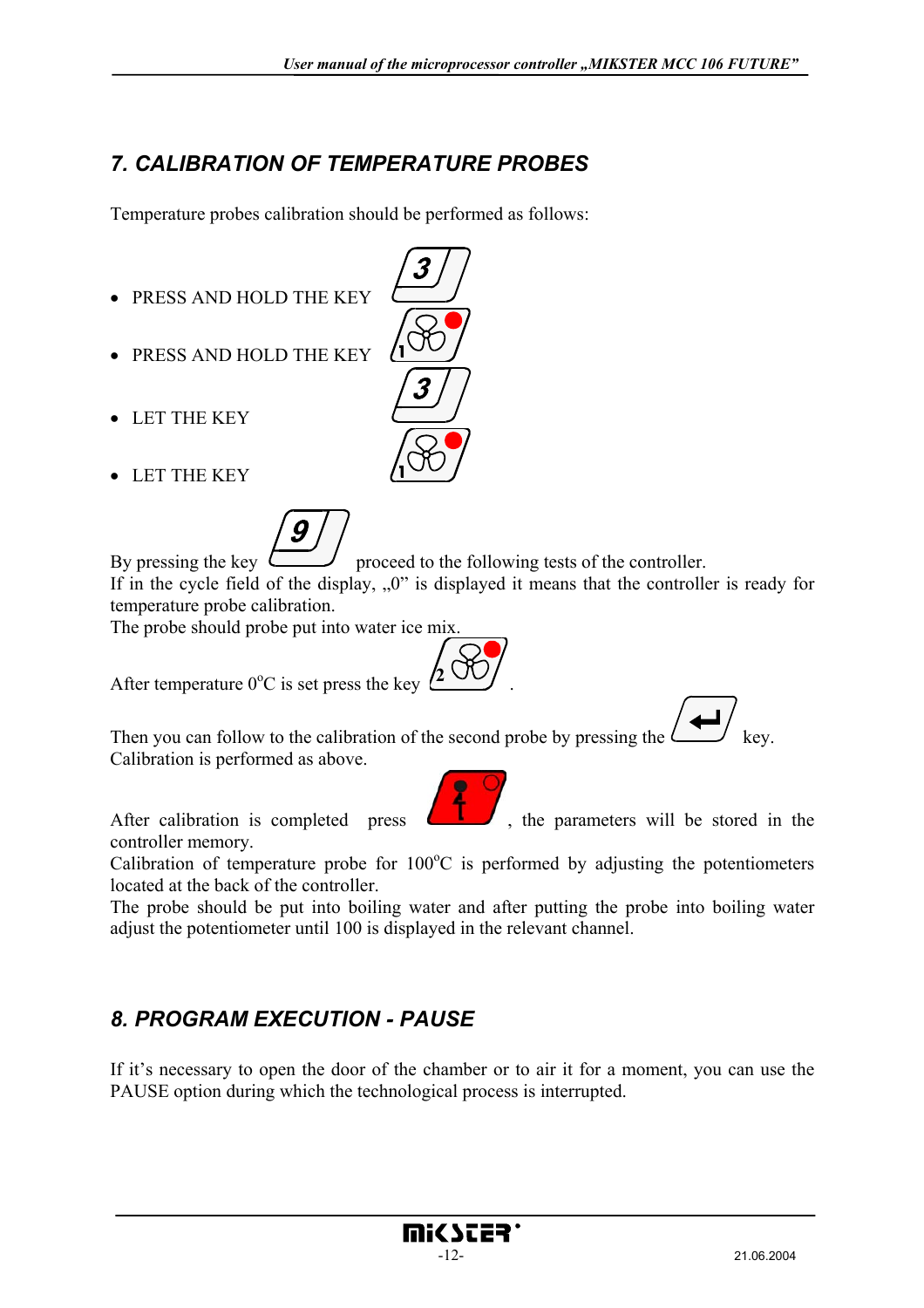## 7. CALIBRATION OF TEMPERATURE PROBES

Temperature probes calibration should be performed as follows:

- PRESS AND HOLD THE KEY
- PRESS AND HOLD THE KEY
- LET THE KEY
- LET THE KEY

By pressing the key proceed to the following tests of the controller.
If in the cycle field of the display, „0" is displayed it means that the controller is ready for temperature probe calibration.
The probe should probe put into water ice mix.

After temperature 0°C is set press the key .

Then you can follow to the calibration of the second probe by pressing the key.
Calibration is performed as above.

After calibration is completed press , the parameters will be stored in the controller memory.
Calibration of temperature probe for 100°C is performed by adjusting the potentiometers located at the back of the controller.
The probe should be put into boiling water and after putting the probe into boiling water adjust the potentiometer until 100 is displayed in the relevant channel.

## 8. PROGRAM EXECUTION - PAUSE

If it's necessary to open the door of the chamber or to air it for a moment, you can use the PAUSE option during which the technological process is interrupted.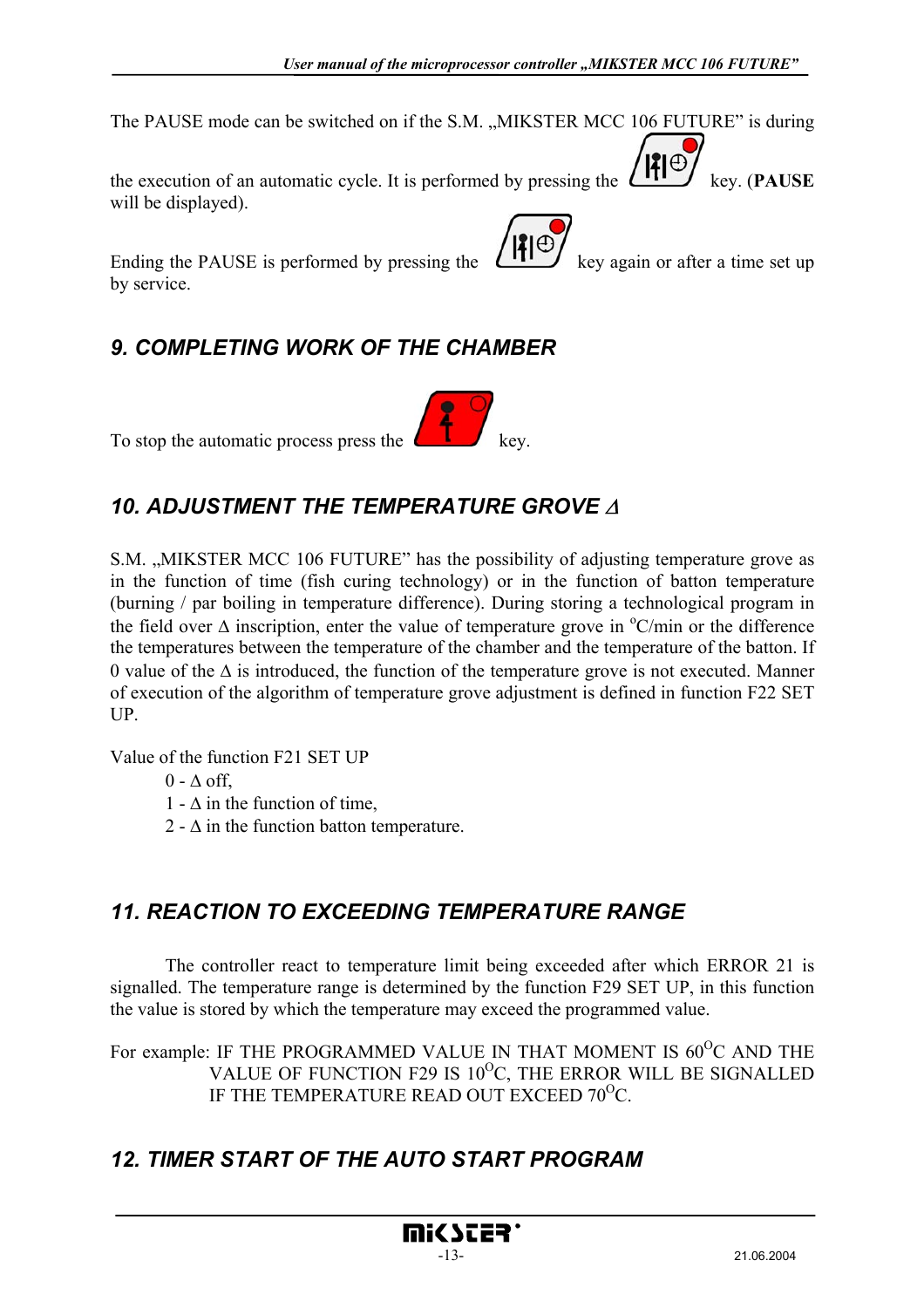The PAUSE mode can be switched on if the S.M. „MIKSTER MCC 106 FUTURE" is during the execution of an automatic cycle. It is performed by pressing the key. (**PAUSE** will be displayed).

Ending the PAUSE is performed by pressing the key again or after a time set up by service.

## *9. COMPLETING WORK OF THE CHAMBER*

To stop the automatic process press the key.

## *10. ADJUSTMENT THE TEMPERATURE GROVE Δ*

S.M. „MIKSTER MCC 106 FUTURE" has the possibility of adjusting temperature grove as in the function of time (fish curing technology) or in the function of batton temperature (burning / par boiling in temperature difference). During storing a technological program in the field over Δ inscription, enter the value of temperature grove in $^{o}$C/min or the difference the temperatures between the temperature of the chamber and the temperature of the batton. If 0 value of the Δ is introduced, the function of the temperature grove is not executed. Manner of execution of the algorithm of temperature grove adjustment is defined in function F22 SET UP.

Value of the function F21 SET UP

- 0 - Δ off,
- 1 - Δ in the function of time,
- 2 - Δ in the function batton temperature.

## *11. REACTION TO EXCEEDING TEMPERATURE RANGE*

The controller react to temperature limit being exceeded after which ERROR 21 is signalled. The temperature range is determined by the function F29 SET UP, in this function the value is stored by which the temperature may exceed the programmed value.

For example: IF THE PROGRAMMED VALUE IN THAT MOMENT IS 60$^{O}$C AND THE VALUE OF FUNCTION F29 IS 10$^{O}$C, THE ERROR WILL BE SIGNALLED IF THE TEMPERATURE READ OUT EXCEED 70$^{O}$C.

## *12. TIMER START OF THE AUTO START PROGRAM*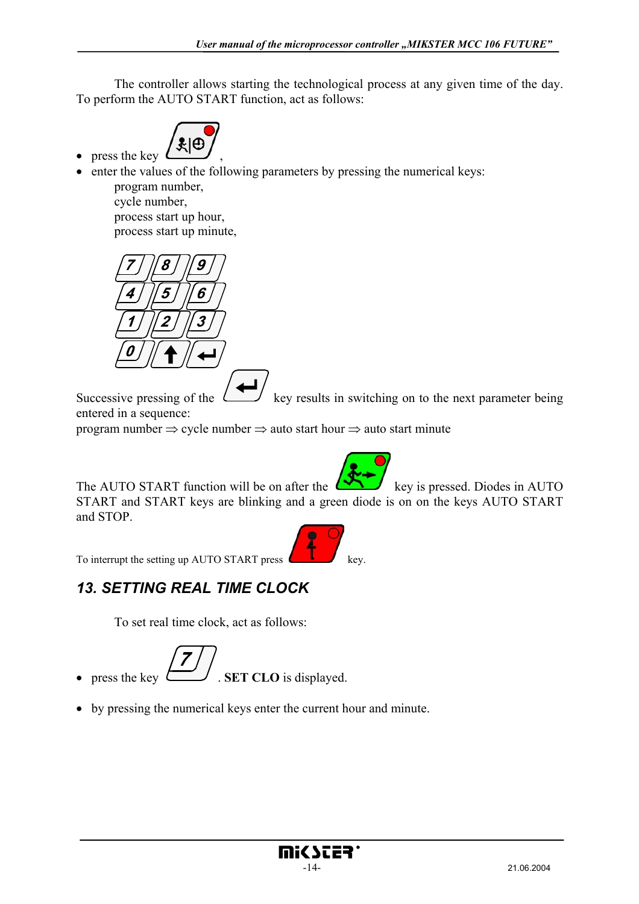The controller allows starting the technological process at any given time of the day. To perform the AUTO START function, act as follows:

- press the key ,
- enter the values of the following parameters by pressing the numerical keys:
  program number,
  cycle number,
  process start up hour,
  process start up minute,

Successive pressing of the key results in switching on to the next parameter being entered in a sequence:
program number ⇒ cycle number ⇒ auto start hour ⇒ auto start minute

The AUTO START function will be on after the key is pressed. Diodes in AUTO START and START keys are blinking and a green diode is on on the keys AUTO START and STOP.

To interrupt the setting up AUTO START press key.

## 13. SETTING REAL TIME CLOCK

To set real time clock, act as follows:

- press the key 7 . **SET CLO** is displayed.
- by pressing the numerical keys enter the current hour and minute.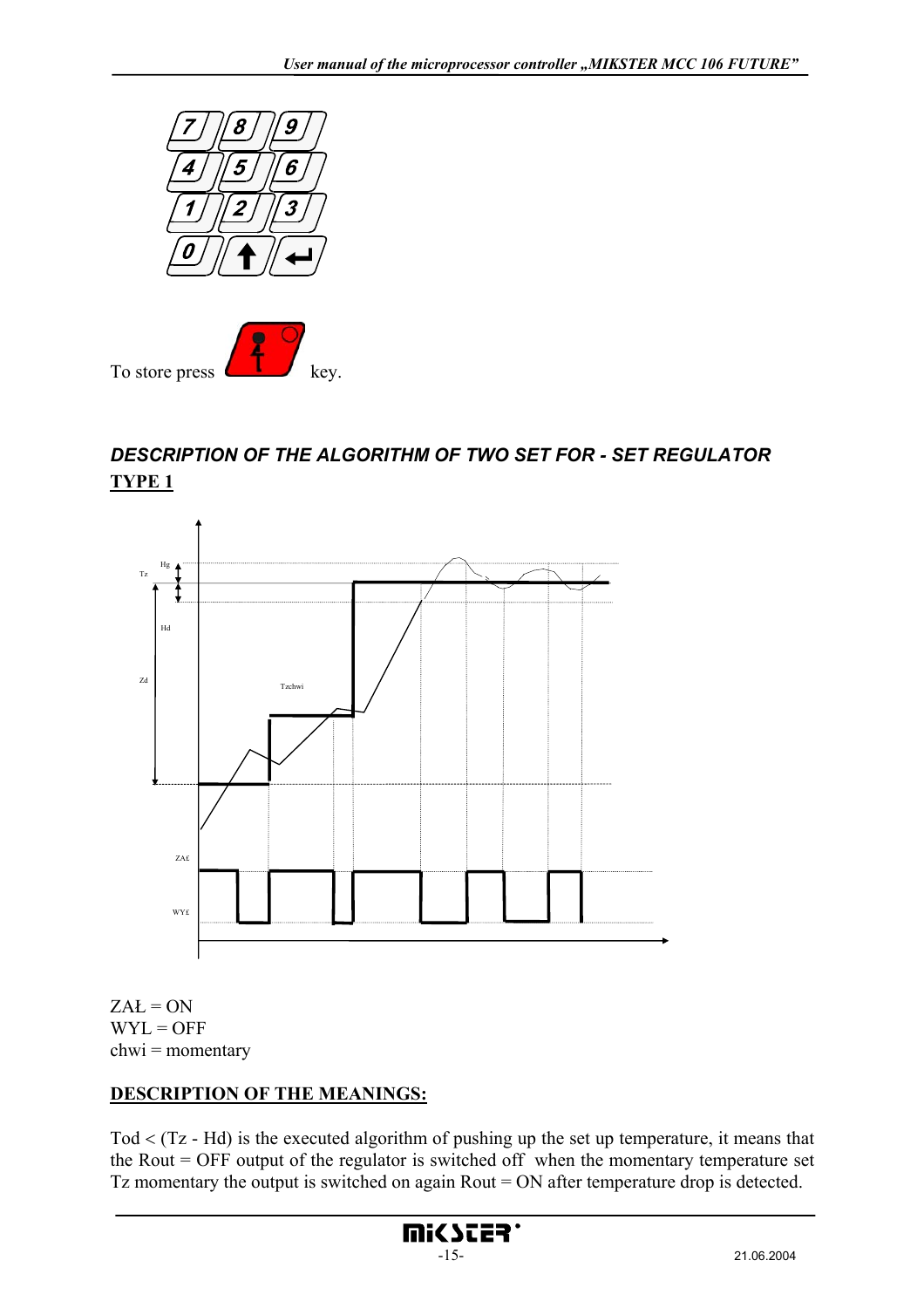To store press key.

## *DESCRIPTION OF THE ALGORITHM OF TWO SET FOR - SET REGULATOR*

**TYPE 1**

ZAŁ = ON
WYL = OFF
chwi = momentary

**DESCRIPTION OF THE MEANINGS:**

Tod < (Tz - Hd) is the executed algorithm of pushing up the set up temperature, it means that the Rout = OFF output of the regulator is switched off when the momentary temperature set Tz momentary the output is switched on again Rout = ON after temperature drop is detected.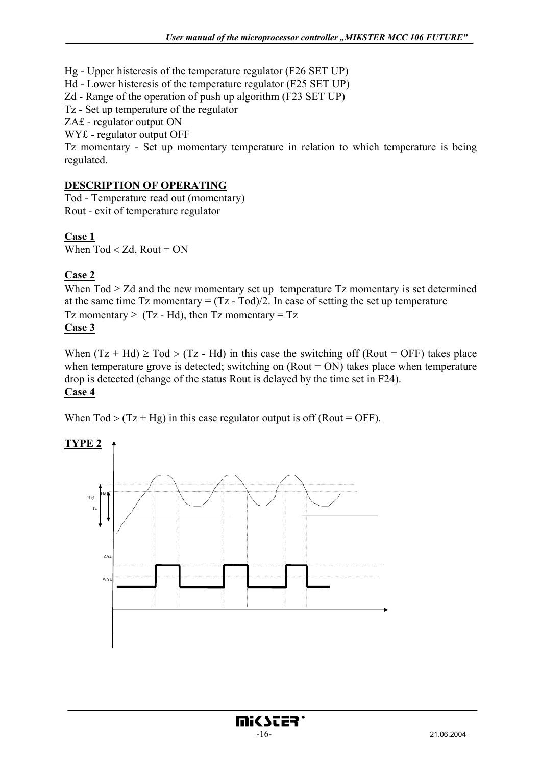Hg - Upper histeresis of the temperature regulator (F26 SET UP)
Hd - Lower histeresis of the temperature regulator (F25 SET UP)
Zd - Range of the operation of push up algorithm (F23 SET UP)
Tz - Set up temperature of the regulator
ZA£ - regulator output ON
WY£ - regulator output OFF
Tz momentary - Set up momentary temperature in relation to which temperature is being regulated.

**DESCRIPTION OF OPERATING**

Tod - Temperature read out (momentary)
Rout - exit of temperature regulator

**Case 1**

When Tod < Zd, Rout = ON

**Case 2**

When Tod ≥ Zd and the new momentary set up temperature Tz momentary is set determined at the same time Tz momentary = (Tz - Tod)/2. In case of setting the set up temperature
Tz momentary ≥ (Tz - Hd), then Tz momentary = Tz

**Case 3**

When (Tz + Hd) ≥ Tod > (Tz - Hd) in this case the switching off (Rout = OFF) takes place when temperature grove is detected; switching on (Rout = ON) takes place when temperature drop is detected (change of the status Rout is delayed by the time set in F24).

**Case 4**

When Tod > (Tz + Hg) in this case regulator output is off (Rout = OFF).

**TYPE 2**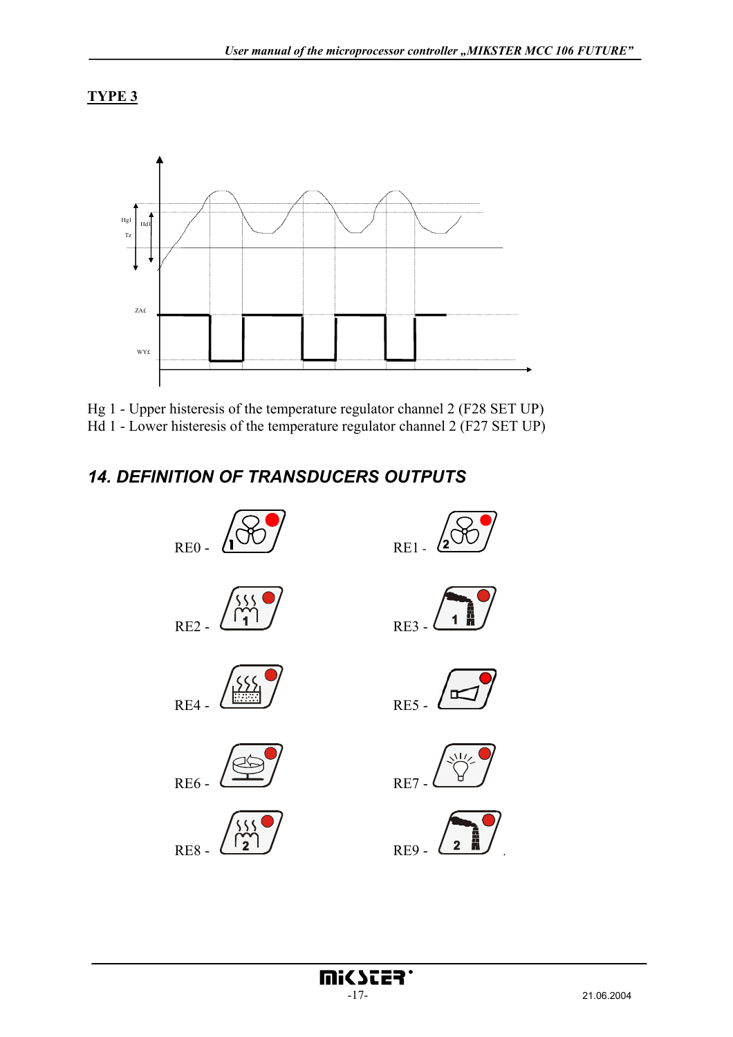**TYPE 3**

Hgl

Hdl

Tz

ZAŁ

WYŁ

Hg 1 - Upper histeresis of the temperature regulator channel 2 (F28 SET UP)
Hd 1 - Lower histeresis of the temperature regulator channel 2 (F27 SET UP)

## *14. DEFINITION OF TRANSDUCERS OUTPUTS*

RE0 -

RE1 -

RE2 -

RE3 -

RE4 -

RE5 -

RE6 -

RE7 -

RE8 -

RE9 -

21.06.2004